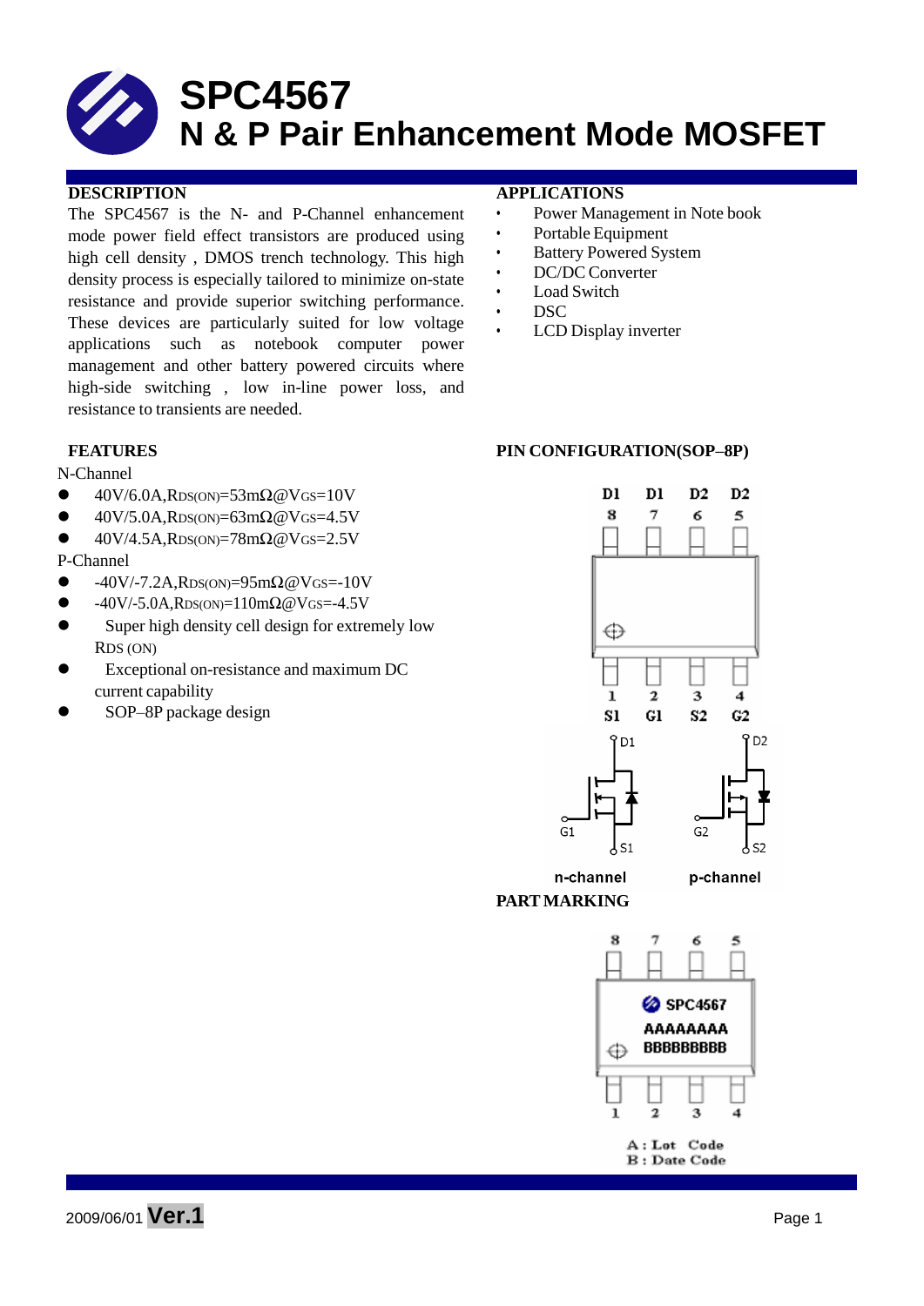# SPC4567

# N & P Pair Enhancement Mode MOSFET

## DESCRIPTION

The SPC4567 is the N- and P-Channel enhancement mode power field effect transistors are produced using high cell density , DMOS trench technology. This high density process is especially tailored to minimize on-state resistance and provide superior switching performance. These devices are particularly suited for low voltage applications such as notebook computer power management and other battery powered circuits where high-side switching , low in-line power loss, and resistance to transients are needed.

## APPLICATIONS

- Power Management in Note book
- Portable Equipment
- Battery Powered System
- DC/DC Converter
- Load Switch
- DSC
- LCD Display inverter

## FEATURES

N-Channel

- 40V/6.0A, $R_{DS(ON)}$=53mΩ@$V_{GS}$=10V
- 40V/5.0A, $R_{DS(ON)}$=63mΩ@$V_{GS}$=4.5V
- 40V/4.5A, $R_{DS(ON)}$=78mΩ@$V_{GS}$=2.5V

P-Channel

- -40V/-7.2A, $R_{DS(ON)}$=95mΩ@$V_{GS}$=-10V
- -40V/-5.0A, $R_{DS(ON)}$=110mΩ@$V_{GS}$=-4.5V
- Super high density cell design for extremely low $R_{DS}$ (ON)
- Exceptional on-resistance and maximum DC current capability
- SOP–8P package design

## PIN CONFIGURATION(SOP–8P)

D1 D1 D2 D2
8 7 6 5

1 2 3 4
S1 G1 S2 G2

n-channel p-channel

## PART MARKING

SPC4567
AAAAAAAA
BBBBBBBBB

A : Lot Code
B : Date Code

2009/06/01 **Ver.1**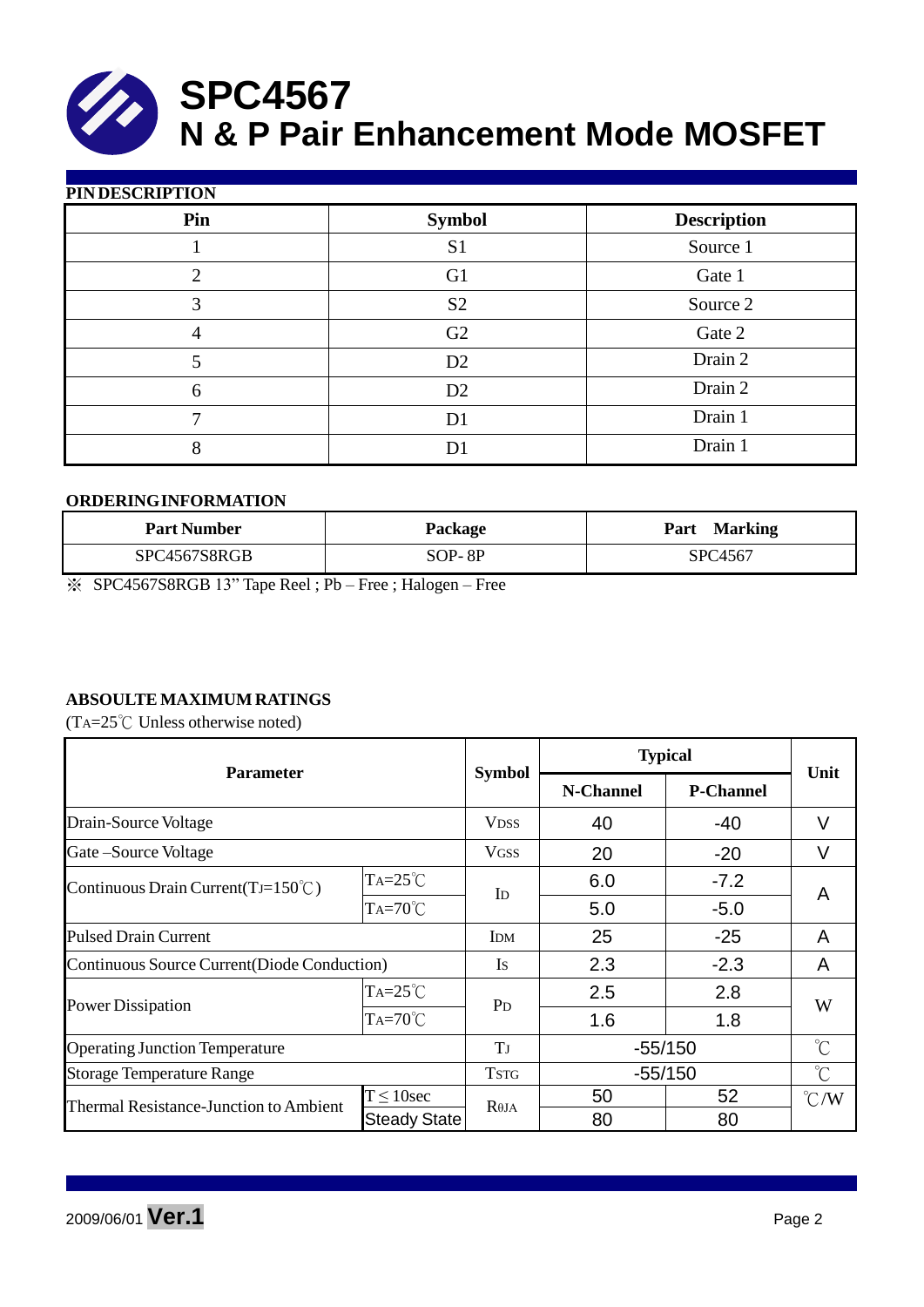# SPC4567
# N & P Pair Enhancement Mode MOSFET

## PIN DESCRIPTION

| Pin | Symbol | Description |
|---|---|---|
| 1 | S1 | Source 1 |
| 2 | G1 | Gate 1 |
| 3 | S2 | Source 2 |
| 4 | G2 | Gate 2 |
| 5 | D2 | Drain 2 |
| 6 | D2 | Drain 2 |
| 7 | D1 | Drain 1 |
| 8 | D1 | Drain 1 |

## ORDERING INFORMATION

| Part Number | Package | Part Marking |
|---|---|---|
| SPC4567S8RGB | SOP- 8P | SPC4567 |

※ SPC4567S8RGB 13" Tape Reel ; Pb – Free ; Halogen – Free

## ABSOULTE MAXIMUM RATINGS

($T_A$=25℃ Unless otherwise noted)

| Parameter | | Symbol | Typical | | Unit |
|---|---|---|---|---|---|
| | | | N-Channel | P-Channel | |
| Drain-Source Voltage | | $V_{DSS}$ | 40 | -40 | V |
| Gate –Source Voltage | | $V_{GSS}$ | 20 | -20 | V |
| Continuous Drain Current($T_J$=150℃) | $T_A$=25℃ | $I_D$ | 6.0 | -7.2 | A |
| | $T_A$=70℃ | | 5.0 | -5.0 | |
| Pulsed Drain Current | | $I_{DM}$ | 25 | -25 | A |
| Continuous Source Current(Diode Conduction) | | $I_S$ | 2.3 | -2.3 | A |
| Power Dissipation | $T_A$=25℃ | $P_D$ | 2.5 | 2.8 | W |
| | $T_A$=70℃ | | 1.6 | 1.8 | |
| Operating Junction Temperature | | $T_J$ | -55/150 | | ℃ |
| Storage Temperature Range | | $T_{STG}$ | -55/150 | | ℃ |
| Thermal Resistance-Junction to Ambient | T ≤ 10sec | $R_{\theta JA}$ | 50 | 52 | ℃/W |
| | Steady State | | 80 | 80 | |

2009/06/01 **Ver.1**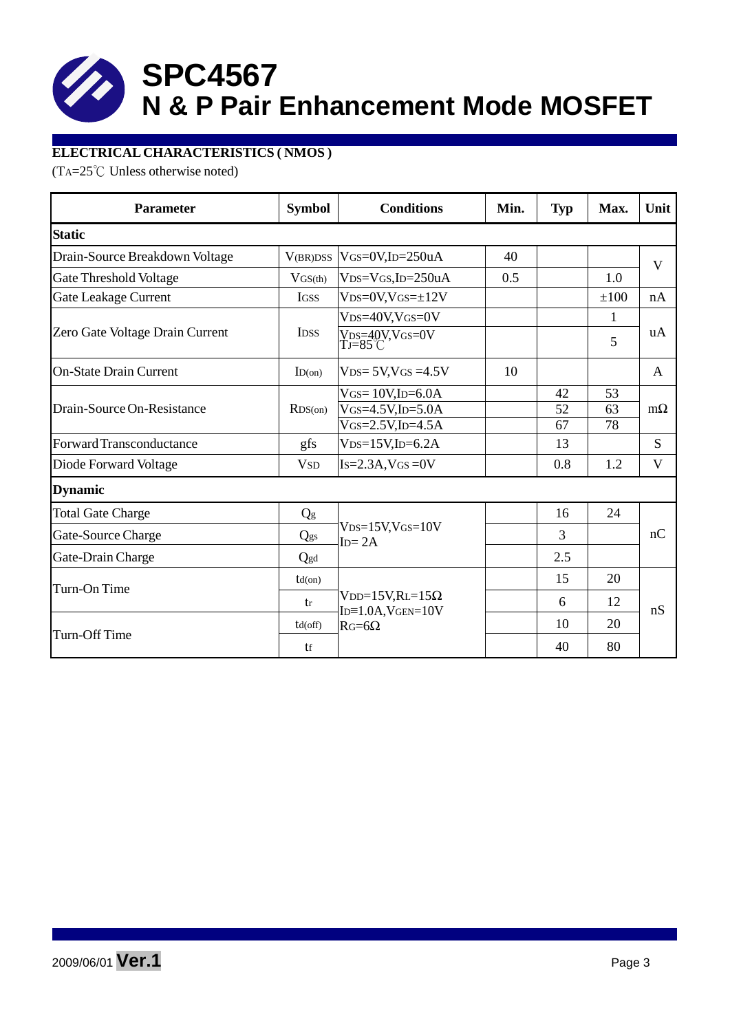# SPC4567

## N & P Pair Enhancement Mode MOSFET

**ELECTRICAL CHARACTERISTICS ( NMOS )**

($T_A$=25℃ Unless otherwise noted)

| Parameter | Symbol | Conditions | Min. | Typ | Max. | Unit |
|---|---|---|---|---|---|---|
| **Static** | | | | | | |
| Drain-Source Breakdown Voltage | $V_{(BR)DSS}$ | $V_{GS}$=0V,$I_D$=250uA | 40 | | | V |
| Gate Threshold Voltage | $V_{GS(th)}$ | $V_{DS}$=$V_{GS}$,$I_D$=250uA | 0.5 | | 1.0 | V |
| Gate Leakage Current | $I_{GSS}$ | $V_{DS}$=0V,$V_{GS}$=±12V | | | ±100 | nA |
| Zero Gate Voltage Drain Current | $I_{DSS}$ | $V_{DS}$=40V,$V_{GS}$=0V | | | 1 | uA |
| | | $V_{DS}$=40V,$V_{GS}$=0V $T_J$=85℃ | | | 5 | |
| On-State Drain Current | $I_{D(on)}$ | $V_{DS}$= 5V,$V_{GS}$ =4.5V | 10 | | | A |
| Drain-Source On-Resistance | $R_{DS(on)}$ | $V_{GS}$= 10V,$I_D$=6.0A | | 42 | 53 | mΩ |
| | | $V_{GS}$=4.5V,$I_D$=5.0A | | 52 | 63 | |
| | | $V_{GS}$=2.5V,$I_D$=4.5A | | 67 | 78 | |
| Forward Transconductance | gfs | $V_{DS}$=15V,$I_D$=6.2A | | 13 | | S |
| Diode Forward Voltage | $V_{SD}$ | $I_S$=2.3A,$V_{GS}$ =0V | | 0.8 | 1.2 | V |
| **Dynamic** | | | | | | |
| Total Gate Charge | $Q_g$ | $V_{DS}$=15V,$V_{GS}$=10V $I_D$= 2A | | 16 | 24 | nC |
| Gate-Source Charge | $Q_{gs}$ | | | 3 | | |
| Gate-Drain Charge | $Q_{gd}$ | | | 2.5 | | |
| Turn-On Time | $t_{d(on)}$ | $V_{DD}$=15V,$R_L$=15Ω $I_D$=1.0A,$V_{GEN}$=10V $R_G$=6Ω | | 15 | 20 | nS |
| | $t_r$ | | | 6 | 12 | |
| Turn-Off Time | $t_{d(off)}$ | | | 10 | 20 | |
| | $t_f$ | | | 40 | 80 | |

2009/06/01 **Ver.1**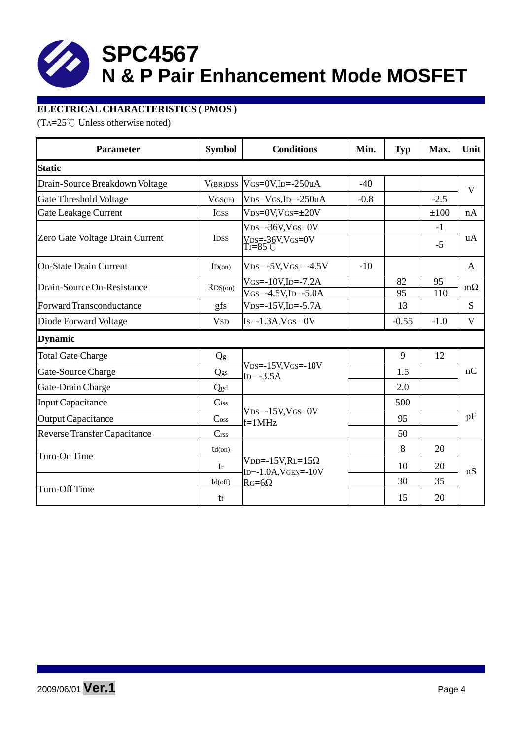# SPC4567

## N & P Pair Enhancement Mode MOSFET

**ELECTRICAL CHARACTERISTICS ( PMOS )**

($T_A$=25℃ Unless otherwise noted)

| Parameter | Symbol | Conditions | Min. | Typ | Max. | Unit |
|---|---|---|---|---|---|---|
| **Static** | | | | | | |
| Drain-Source Breakdown Voltage | $V_{(BR)DSS}$ | $V_{GS}$=0V,$I_D$=-250uA | -40 | | | V |
| Gate Threshold Voltage | $V_{GS(th)}$ | $V_{DS}$=$V_{GS}$,$I_D$=-250uA | -0.8 | | -2.5 | V |
| Gate Leakage Current | $I_{GSS}$ | $V_{DS}$=0V,$V_{GS}$=±20V | | | ±100 | nA |
| Zero Gate Voltage Drain Current | $I_{DSS}$ | $V_{DS}$=-36V,$V_{GS}$=0V | | | -1 | uA |
| | | $V_{DS}$=-36V,$V_{GS}$=0V $T_J$=85℃ | | | -5 | uA |
| On-State Drain Current | $I_{D(on)}$ | $V_{DS}$= -5V,$V_{GS}$ =-4.5V | -10 | | | A |
| Drain-Source On-Resistance | $R_{DS(on)}$ | $V_{GS}$=-10V,$I_D$=-7.2A | | 82 | 95 | mΩ |
| | | $V_{GS}$=-4.5V,$I_D$=-5.0A | | 95 | 110 | mΩ |
| Forward Transconductance | gfs | $V_{DS}$=-15V,$I_D$=-5.7A | | 13 | | S |
| Diode Forward Voltage | $V_{SD}$ | $I_S$=-1.3A,$V_{GS}$ =0V | | -0.55 | -1.0 | V |
| **Dynamic** | | | | | | |
| Total Gate Charge | $Q_g$ | $V_{DS}$=-15V,$V_{GS}$=-10V $I_D$= -3.5A | | 9 | 12 | nC |
| Gate-Source Charge | $Q_{gs}$ | | | 1.5 | | nC |
| Gate-Drain Charge | $Q_{gd}$ | | | 2.0 | | nC |
| Input Capacitance | $C_{iss}$ | $V_{DS}$=-15V,$V_{GS}$=0V f=1MHz | | 500 | | pF |
| Output Capacitance | $C_{oss}$ | | | 95 | | pF |
| Reverse Transfer Capacitance | $C_{rss}$ | | | 50 | | pF |
| Turn-On Time | $t_{d(on)}$ | $V_{DD}$=-15V,$R_L$=15Ω $I_D$=-1.0A,$V_{GEN}$=-10V $R_G$=6Ω | | 8 | 20 | nS |
| | $t_r$ | | | 10 | 20 | nS |
| Turn-Off Time | $t_{d(off)}$ | | | 30 | 35 | nS |
| | $t_f$ | | | 15 | 20 | nS |

2009/06/01 **Ver.1**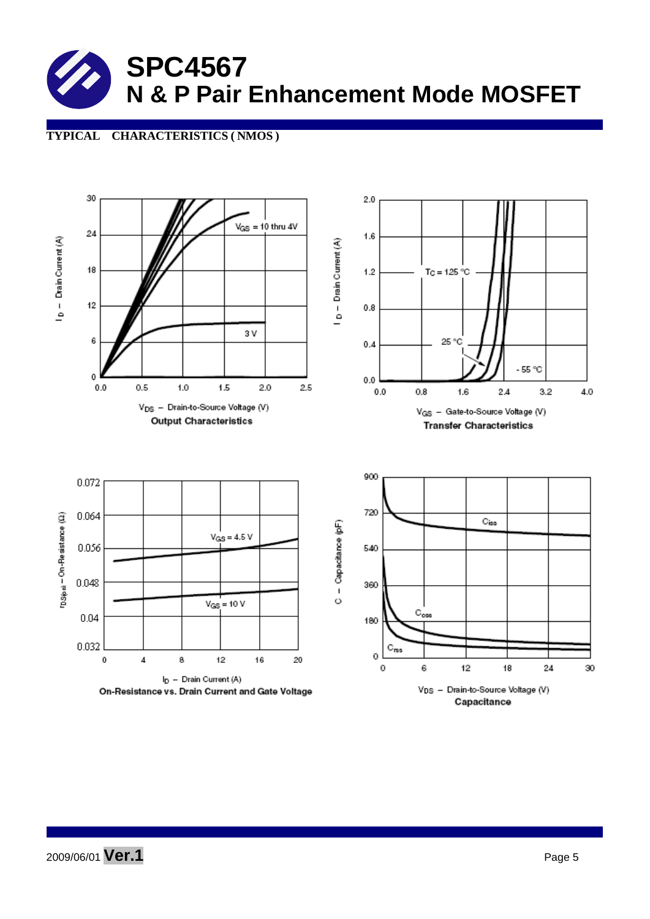# SPC4567
## N & P Pair Enhancement Mode MOSFET

**TYPICAL CHARACTERISTICS ( NMOS )**

$I_D$ – Drain Current (A)

$V_{GS}$ = 10 thru 4V

3 V

$V_{DS}$ – Drain-to-Source Voltage (V)

**Output Characteristics**

$I_D$ – Drain Current (A)

$T_C$ = 125 °C

25 °C

- 55 °C

$V_{GS}$ – Gate-to-Source Voltage (V)

**Transfer Characteristics**

$r_{DS(on)}$ – On-Resistance (Ω)

$V_{GS}$ = 4.5 V

$V_{GS}$ = 10 V

$I_D$ – Drain Current (A)

**On-Resistance vs. Drain Current and Gate Voltage**

C – Capacitance (pF)

$C_{iss}$

$C_{oss}$

$C_{rss}$

$V_{DS}$ – Drain-to-Source Voltage (V)

**Capacitance**

2009/06/01 **Ver.1**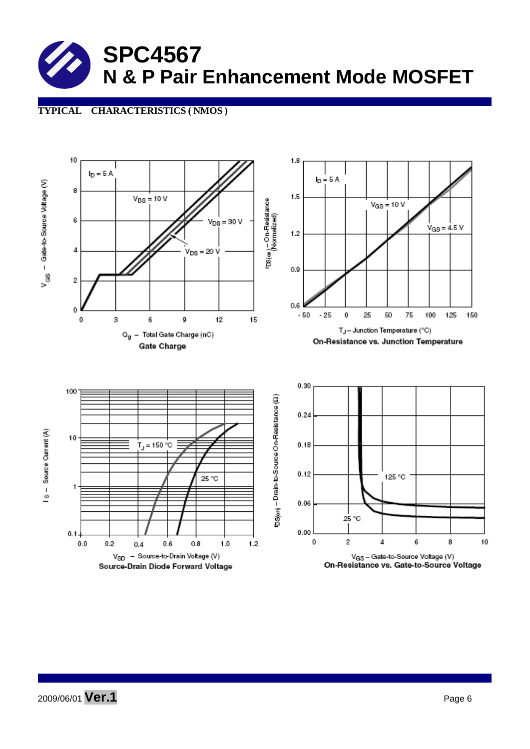# SPC4567

## N & P Pair Enhancement Mode MOSFET

**TYPICAL CHARACTERISTICS ( NMOS )**

$I_D = 5$ A

$V_{DS} = 10$ V

$V_{DS} = 30$ V

$V_{DS} = 20$ V

$V_{GS}$ – Gate-to-Source Voltage (V)

$Q_g$ – Total Gate Charge (nC)

**Gate Charge**

$I_D = 5$ A

$V_{GS} = 10$ V

$V_{GS} = 4.5$ V

$r_{DS(on)}$ – On-Resistance (Normalized)

$T_J$ – Junction Temperature (°C)

**On-Resistance vs. Junction Temperature**

$T_J = 150$ °C

25 °C

$I_S$ – Source Current (A)

$V_{SD}$ – Source-to-Drain Voltage (V)

**Source-Drain Diode Forward Voltage**

125 °C

25 °C

$r_{DS(on)}$ – Drain-to-Source On-Resistance (Ω)

$V_{GS}$ – Gate-to-Source Voltage (V)

**On-Resistance vs. Gate-to-Source Voltage**

2009/06/01 **Ver.1**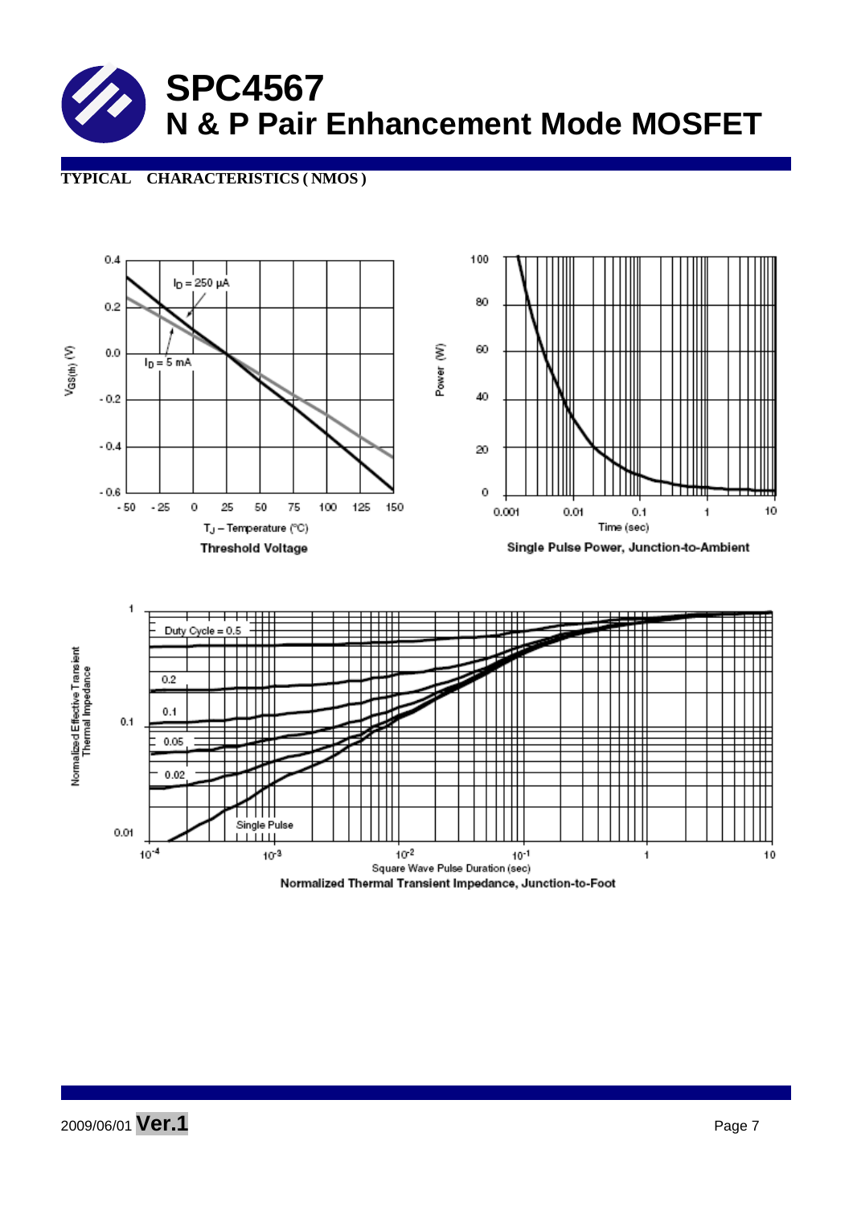# SPC4567
## N & P Pair Enhancement Mode MOSFET

**TYPICAL CHARACTERISTICS ( NMOS )**

$V_{GS(th)}$ (V)

$I_D$ = 250 µA

$I_D$ = 5 mA

$T_J$ – Temperature (°C)

**Threshold Voltage**

Power (W)

Time (sec)

**Single Pulse Power, Junction-to-Ambient**

Normalized Effective Transient Thermal Impedance

Duty Cycle = 0.5

0.2

0.1

0.05

0.02

Single Pulse

Square Wave Pulse Duration (sec)

**Normalized Thermal Transient Impedance, Junction-to-Foot**

2009/06/01 **Ver.1**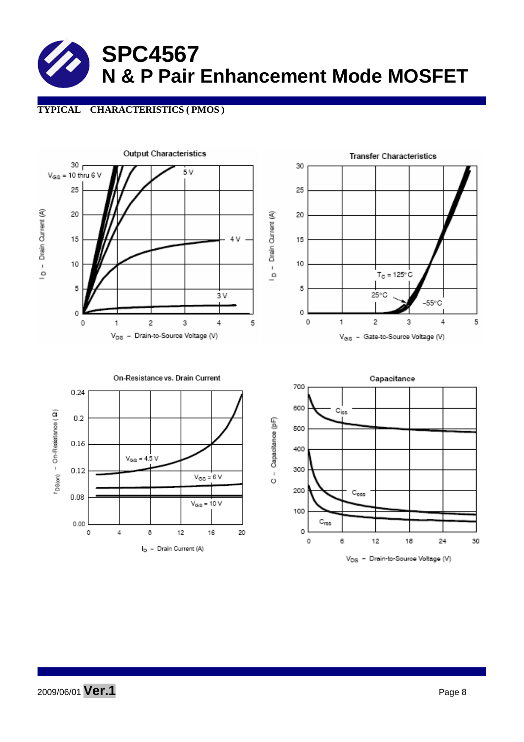# SPC4567

## N & P Pair Enhancement Mode MOSFET

**TYPICAL CHARACTERISTICS ( PMOS )**

Output Characteristics

$V_{GS}$ = 10 thru 6 V

5 V

4 V

3 V

$I_D$ – Drain Current (A)

$V_{DS}$ – Drain-to-Source Voltage (V)

Transfer Characteristics

$T_C$ = 125°C

25°C

−55°C

$I_D$ – Drain Current (A)

$V_{GS}$ – Gate-to-Source Voltage (V)

On-Resistance vs. Drain Current

$V_{GS}$ = 4.5 V

$V_{GS}$ = 6 V

$V_{GS}$ = 10 V

$r_{DS(on)}$ – On-Resistance (Ω)

$I_D$ – Drain Current (A)

Capacitance

$C_{iss}$

$C_{oss}$

$C_{rss}$

C – Capacitance (pF)

$V_{DS}$ – Drain-to-Source Voltage (V)

2009/06/01 **Ver.1**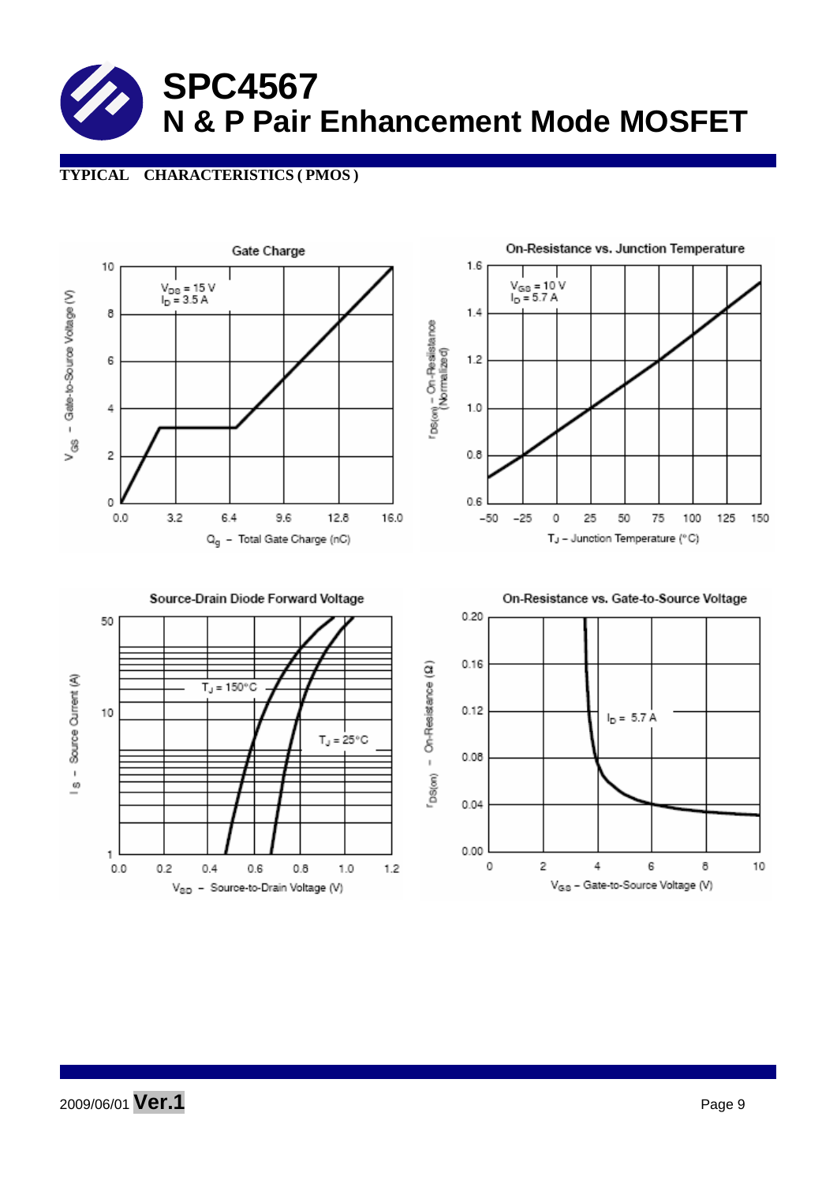# SPC4567
## N & P Pair Enhancement Mode MOSFET

**TYPICAL CHARACTERISTICS ( PMOS )**

Gate Charge

$V_{DS}$ = 15 V
$I_D$ = 3.5 A

$V_{GS}$ – Gate-to-Source Voltage (V)

$Q_g$ – Total Gate Charge (nC)

On-Resistance vs. Junction Temperature

$V_{GS}$ = 10 V
$I_D$ = 5.7 A

$r_{DS(on)}$ – On-Resistance (Normalized)

$T_J$ – Junction Temperature (°C)

Source-Drain Diode Forward Voltage

$T_J$ = 150°C

$T_J$ = 25°C

$I_S$ – Source Current (A)

$V_{SD}$ – Source-to-Drain Voltage (V)

On-Resistance vs. Gate-to-Source Voltage

$I_D$ = 5.7 A

$r_{DS(on)}$ – On-Resistance (Ω)

$V_{GS}$ – Gate-to-Source Voltage (V)

2009/06/01 **Ver.1**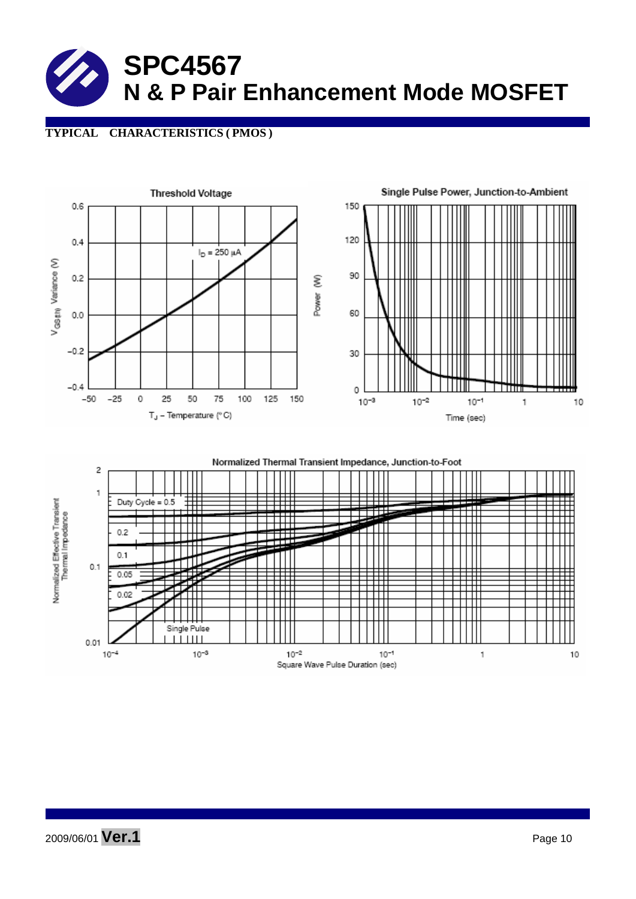# SPC4567

## N & P Pair Enhancement Mode MOSFET

**TYPICAL CHARACTERISTICS ( PMOS )**

Threshold Voltage

$I_D = 250\ \mu A$

$V_{GS(th)}$ Variance (V)

$T_J$ – Temperature (°C)

Single Pulse Power, Junction-to-Ambient

Power (W)

Time (sec)

Normalized Thermal Transient Impedance, Junction-to-Foot

Duty Cycle = 0.5

0.2

0.1

0.05

0.02

Single Pulse

Normalized Effective Transient Thermal Impedance

Square Wave Pulse Duration (sec)

2009/06/01 **Ver.1**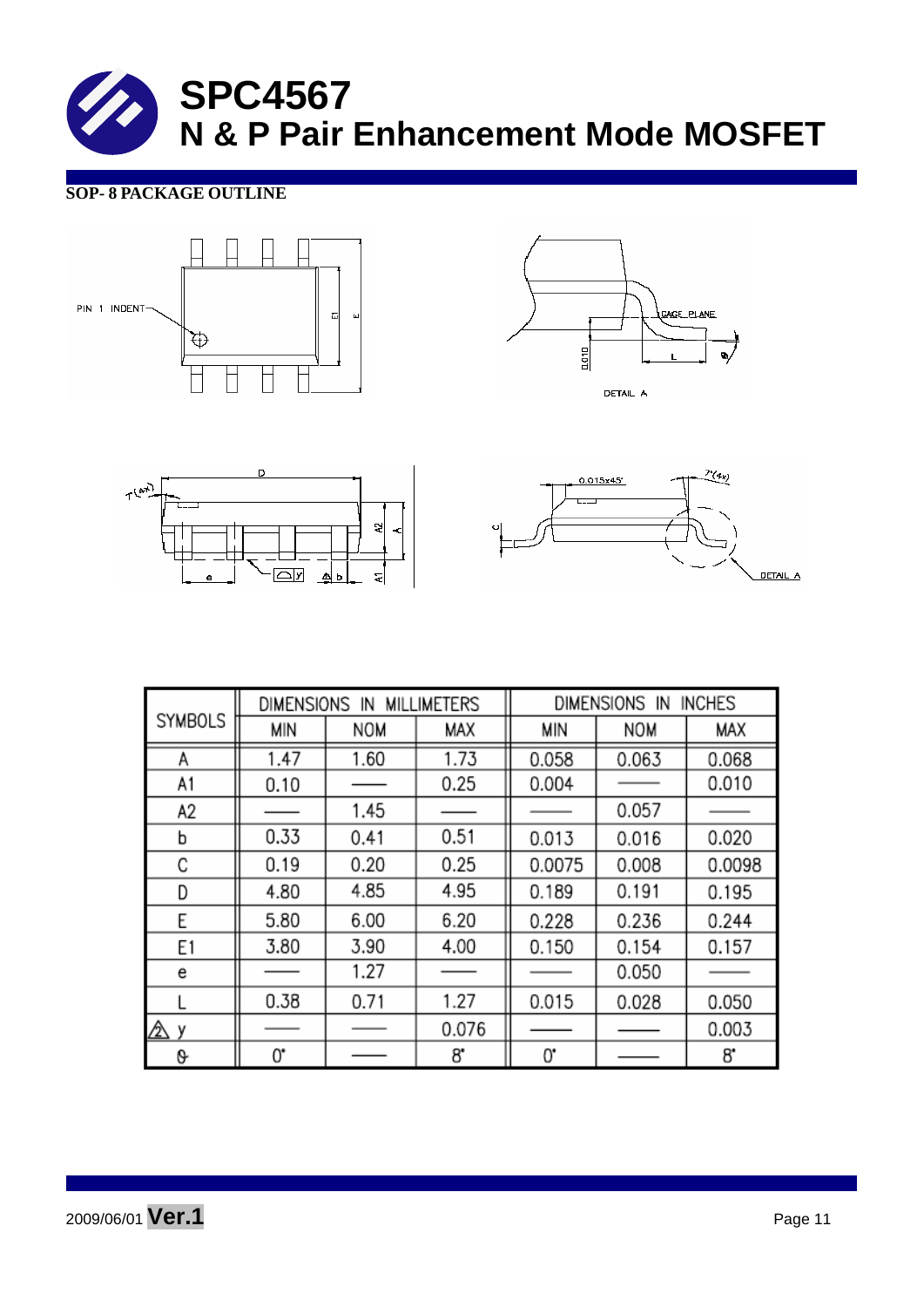# SPC4567
## N & P Pair Enhancement Mode MOSFET

**SOP- 8 PACKAGE OUTLINE**

| SYMBOLS | DIMENSIONS IN MILLIMETERS | | | DIMENSIONS IN INCHES | | |
|---|---|---|---|---|---|---|
| | MIN | NOM | MAX | MIN | NOM | MAX |
| A | 1.47 | 1.60 | 1.73 | 0.058 | 0.063 | 0.068 |
| A1 | 0.10 | —— | 0.25 | 0.004 | —— | 0.010 |
| A2 | —— | 1.45 | —— | —— | 0.057 | —— |
| b | 0.33 | 0.41 | 0.51 | 0.013 | 0.016 | 0.020 |
| C | 0.19 | 0.20 | 0.25 | 0.0075 | 0.008 | 0.0098 |
| D | 4.80 | 4.85 | 4.95 | 0.189 | 0.191 | 0.195 |
| E | 5.80 | 6.00 | 6.20 | 0.228 | 0.236 | 0.244 |
| E1 | 3.80 | 3.90 | 4.00 | 0.150 | 0.154 | 0.157 |
| e | —— | 1.27 | —— | —— | 0.050 | —— |
| L | 0.38 | 0.71 | 1.27 | 0.015 | 0.028 | 0.050 |
| y | —— | —— | 0.076 | —— | —— | 0.003 |
| θ | 0° | —— | 8° | 0° | —— | 8° |

2009/06/01 **Ver.1**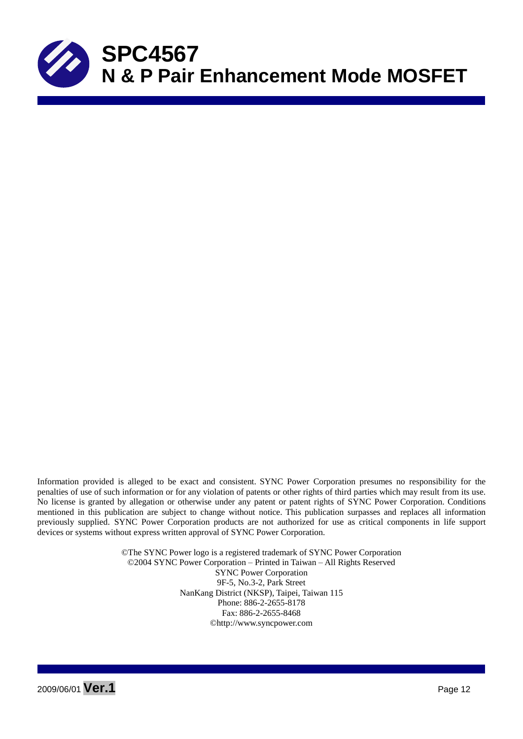Information provided is alleged to be exact and consistent. SYNC Power Corporation presumes no responsibility for the penalties of use of such information or for any violation of patents or other rights of third parties which may result from its use. No license is granted by allegation or otherwise under any patent or patent rights of SYNC Power Corporation. Conditions mentioned in this publication are subject to change without notice. This publication surpasses and replaces all information previously supplied. SYNC Power Corporation products are not authorized for use as critical components in life support devices or systems without express written approval of SYNC Power Corporation.

©The SYNC Power logo is a registered trademark of SYNC Power Corporation
©2004 SYNC Power Corporation – Printed in Taiwan – All Rights Reserved
SYNC Power Corporation
9F-5, No.3-2, Park Street
NanKang District (NKSP), Taipei, Taiwan 115
Phone: 886-2-2655-8178
Fax: 886-2-2655-8468
©http://www.syncpower.com